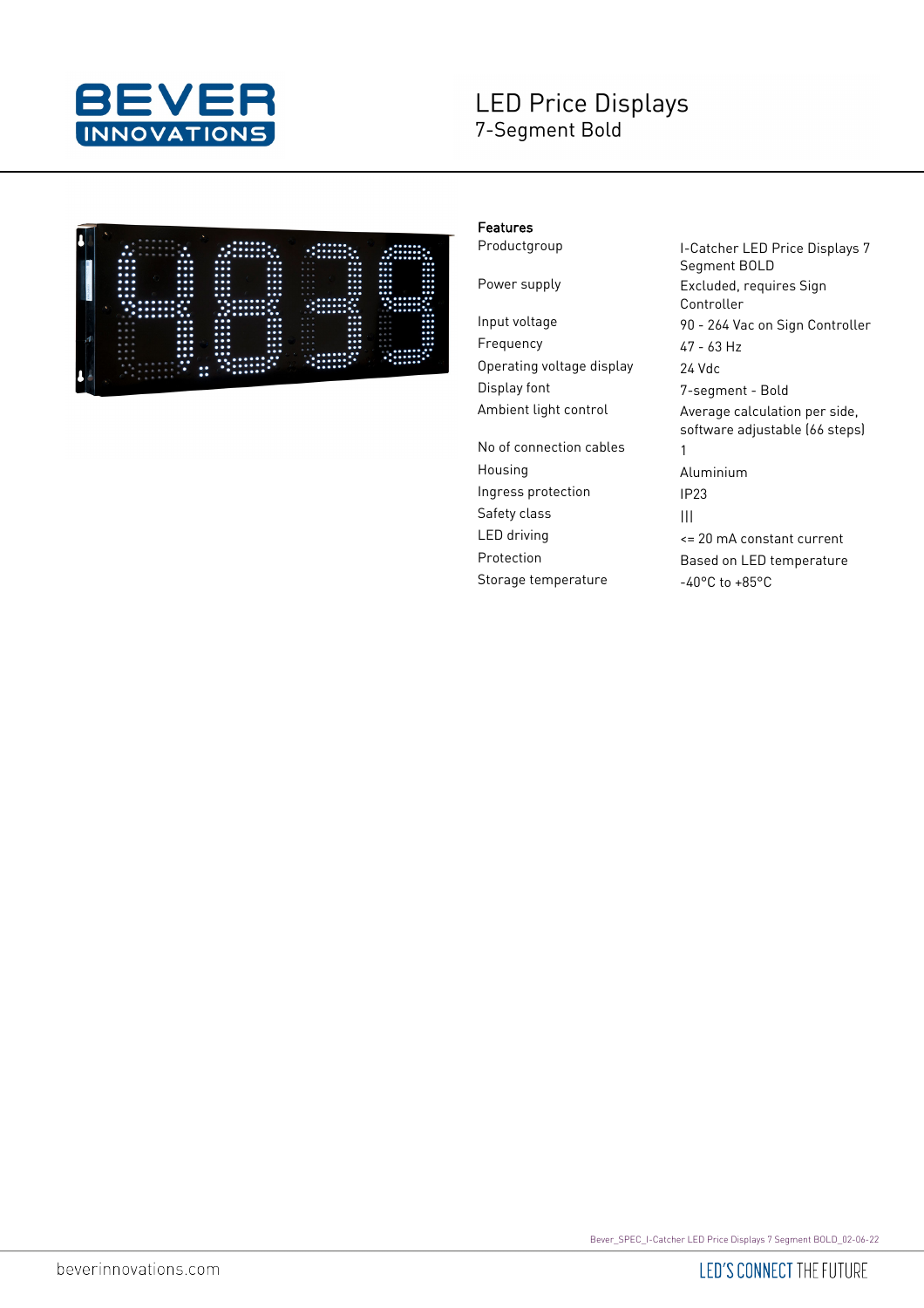# LED Price Displays

## 7-Segment Bold

### Features

| | |
|---|---|
| Productgroup | I-Catcher LED Price Displays 7 Segment BOLD |
| Power supply | Excluded, requires Sign Controller |
| Input voltage | 90 - 264 Vac on Sign Controller |
| Frequency | 47 - 63 Hz |
| Operating voltage display | 24 Vdc |
| Display font | 7-segment - Bold |
| Ambient light control | Average calculation per side, software adjustable (66 steps) |
| No of connection cables | 1 |
| Housing | Aluminium |
| Ingress protection | IP23 |
| Safety class | III |
| LED driving | <= 20 mA constant current |
| Protection | Based on LED temperature |
| Storage temperature | -40°C to +85°C |

Bever_SPEC_I-Catcher LED Price Displays 7 Segment BOLD_02-06-22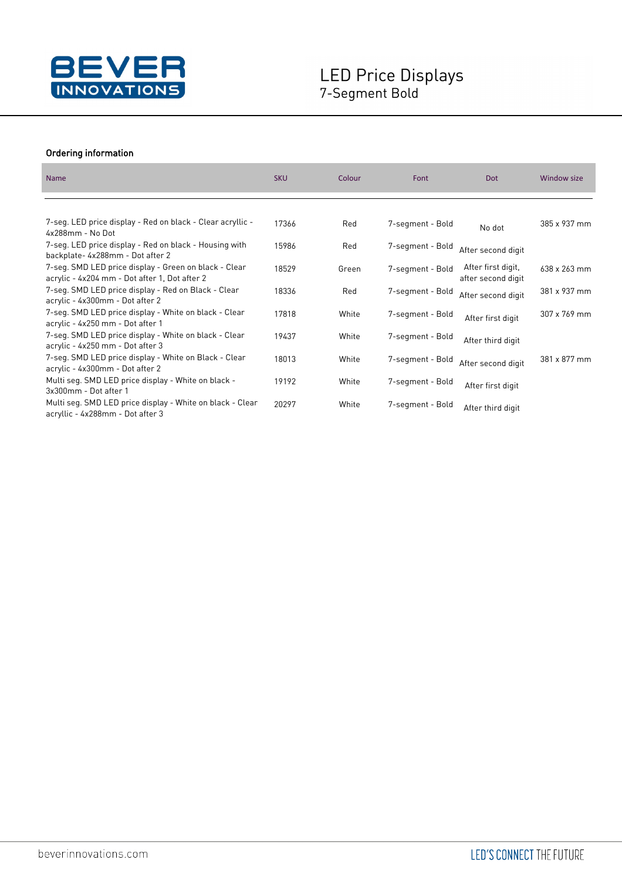# LED Price Displays
## 7-Segment Bold

### Ordering information

| Name | SKU | Colour | Font | Dot | Window size |
|---|---|---|---|---|---|
| 7-seg. LED price display - Red on black - Clear acryllic - 4x288mm - No Dot | 17366 | Red | 7-segment - Bold | No dot | 385 x 937 mm |
| 7-seg. LED price display - Red on black - Housing with backplate- 4x288mm - Dot after 2 | 15986 | Red | 7-segment - Bold | After second digit | |
| 7-seg. SMD LED price display - Green on black - Clear acrylic - 4x204 mm - Dot after 1, Dot after 2 | 18529 | Green | 7-segment - Bold | After first digit, after second digit | 638 x 263 mm |
| 7-seg. SMD LED price display - Red on Black - Clear acrylic - 4x300mm - Dot after 2 | 18336 | Red | 7-segment - Bold | After second digit | 381 x 937 mm |
| 7-seg. SMD LED price display - White on black - Clear acrylic - 4x250 mm - Dot after 1 | 17818 | White | 7-segment - Bold | After first digit | 307 x 769 mm |
| 7-seg. SMD LED price display - White on black - Clear acrylic - 4x250 mm - Dot after 3 | 19437 | White | 7-segment - Bold | After third digit | |
| 7-seg. SMD LED price display - White on Black - Clear acrylic - 4x300mm - Dot after 2 | 18013 | White | 7-segment - Bold | After second digit | 381 x 877 mm |
| Multi seg. SMD LED price display - White on black - 3x300mm - Dot after 1 | 19192 | White | 7-segment - Bold | After first digit | |
| Multi seg. SMD LED price display - White on black - Clear acryllic - 4x288mm - Dot after 3 | 20297 | White | 7-segment - Bold | After third digit | |